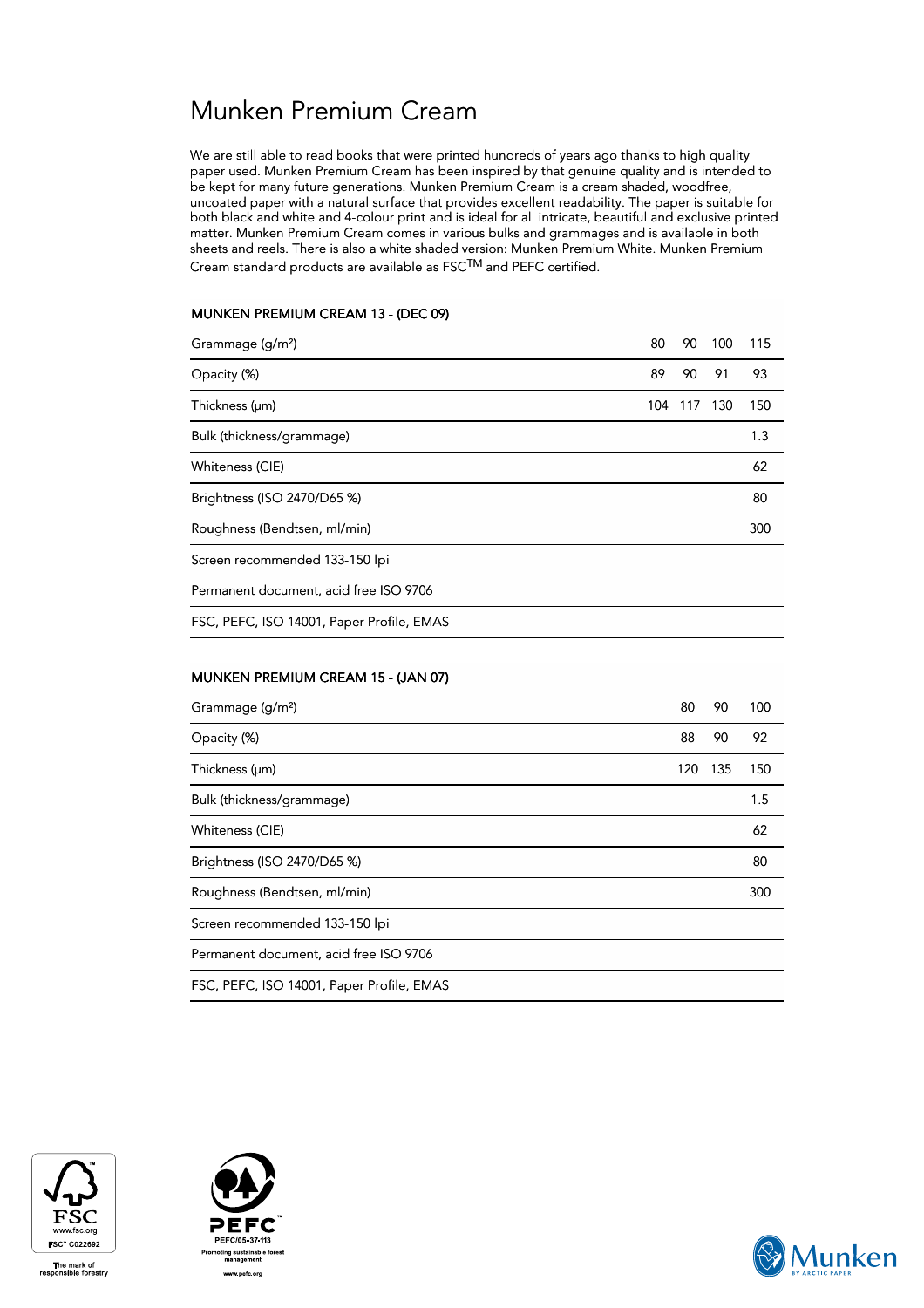# Munken Premium Cream

We are still able to read books that were printed hundreds of years ago thanks to high quality paper used. Munken Premium Cream has been inspired by that genuine quality and is intended to be kept for many future generations. Munken Premium Cream is a cream shaded, woodfree, uncoated paper with a natural surface that provides excellent readability. The paper is suitable for both black and white and 4-colour print and is ideal for all intricate, beautiful and exclusive printed matter. Munken Premium Cream comes in various bulks and grammages and is available in both sheets and reels. There is also a white shaded version: Munken Premium White. Munken Premium Cream standard products are available as FSC™ and PEFC certified.

## MUNKEN PREMIUM CREAM 13 - (DEC 09)

| Grammage (g/m²) | 80 | 90 | 100 | 115 |
|---|---|---|---|---|
| Opacity (%) | 89 | 90 | 91 | 93 |
| Thickness (µm) | 104 | 117 | 130 | 150 |
| Bulk (thickness/grammage) | | | | 1.3 |
| Whiteness (CIE) | | | | 62 |
| Brightness (ISO 2470/D65 %) | | | | 80 |
| Roughness (Bendtsen, ml/min) | | | | 300 |
| Screen recommended 133-150 lpi | | | | |
| Permanent document, acid free ISO 9706 | | | | |
| FSC, PEFC, ISO 14001, Paper Profile, EMAS | | | | |

## MUNKEN PREMIUM CREAM 15 - (JAN 07)

| Grammage (g/m²) | 80 | 90 | 100 |
|---|---|---|---|
| Opacity (%) | 88 | 90 | 92 |
| Thickness (µm) | 120 | 135 | 150 |
| Bulk (thickness/grammage) | | | 1.5 |
| Whiteness (CIE) | | | 62 |
| Brightness (ISO 2470/D65 %) | | | 80 |
| Roughness (Bendtsen, ml/min) | | | 300 |
| Screen recommended 133-150 lpi | | | |
| Permanent document, acid free ISO 9706 | | | |
| FSC, PEFC, ISO 14001, Paper Profile, EMAS | | | |

FSC www.fsc.org FSC® C022692 The mark of responsible forestry

PEFC PEFC/05-37-113 Promoting sustainable forest management www.pefc.org

Munken BY ARCTIC PAPER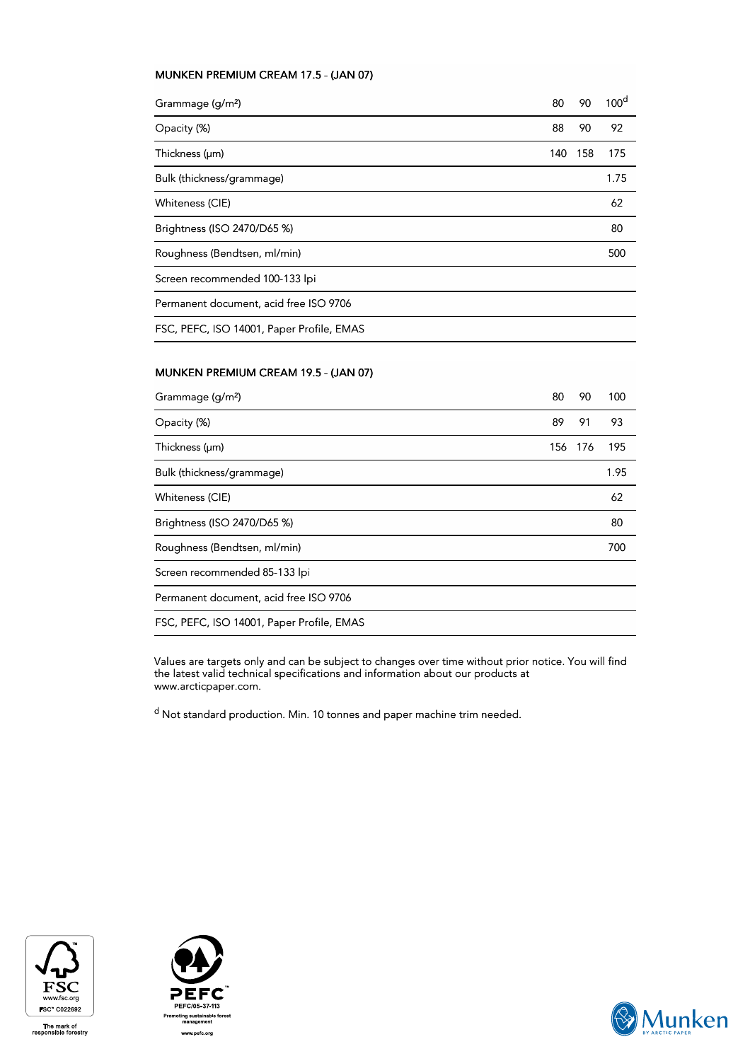## MUNKEN PREMIUM CREAM 17.5 – (JAN 07)

| Grammage (g/m²) | 80 | 90 | 100[d] |
|---|---|---|---|
| Opacity (%) | 88 | 90 | 92 |
| Thickness (µm) | 140 | 158 | 175 |
| Bulk (thickness/grammage) | | | 1.75 |
| Whiteness (CIE) | | | 62 |
| Brightness (ISO 2470/D65 %) | | | 80 |
| Roughness (Bendtsen, ml/min) | | | 500 |
| Screen recommended 100-133 lpi | | | |
| Permanent document, acid free ISO 9706 | | | |
| FSC, PEFC, ISO 14001, Paper Profile, EMAS | | | |

## MUNKEN PREMIUM CREAM 19.5 – (JAN 07)

| Grammage (g/m²) | 80 | 90 | 100 |
|---|---|---|---|
| Opacity (%) | 89 | 91 | 93 |
| Thickness (µm) | 156 | 176 | 195 |
| Bulk (thickness/grammage) | | | 1.95 |
| Whiteness (CIE) | | | 62 |
| Brightness (ISO 2470/D65 %) | | | 80 |
| Roughness (Bendtsen, ml/min) | | | 700 |
| Screen recommended 85-133 lpi | | | |
| Permanent document, acid free ISO 9706 | | | |
| FSC, PEFC, ISO 14001, Paper Profile, EMAS | | | |

Values are targets only and can be subject to changes over time without prior notice. You will find the latest valid technical specifications and information about our products at www.arcticpaper.com.

[d] Not standard production. Min. 10 tonnes and paper machine trim needed.

FSC www.fsc.org FSC C022692

The mark of responsible forestry

PEFC PEFC/05-37-113 Promoting sustainable forest management www.pefc.org

Munken BY ARCTIC PAPER